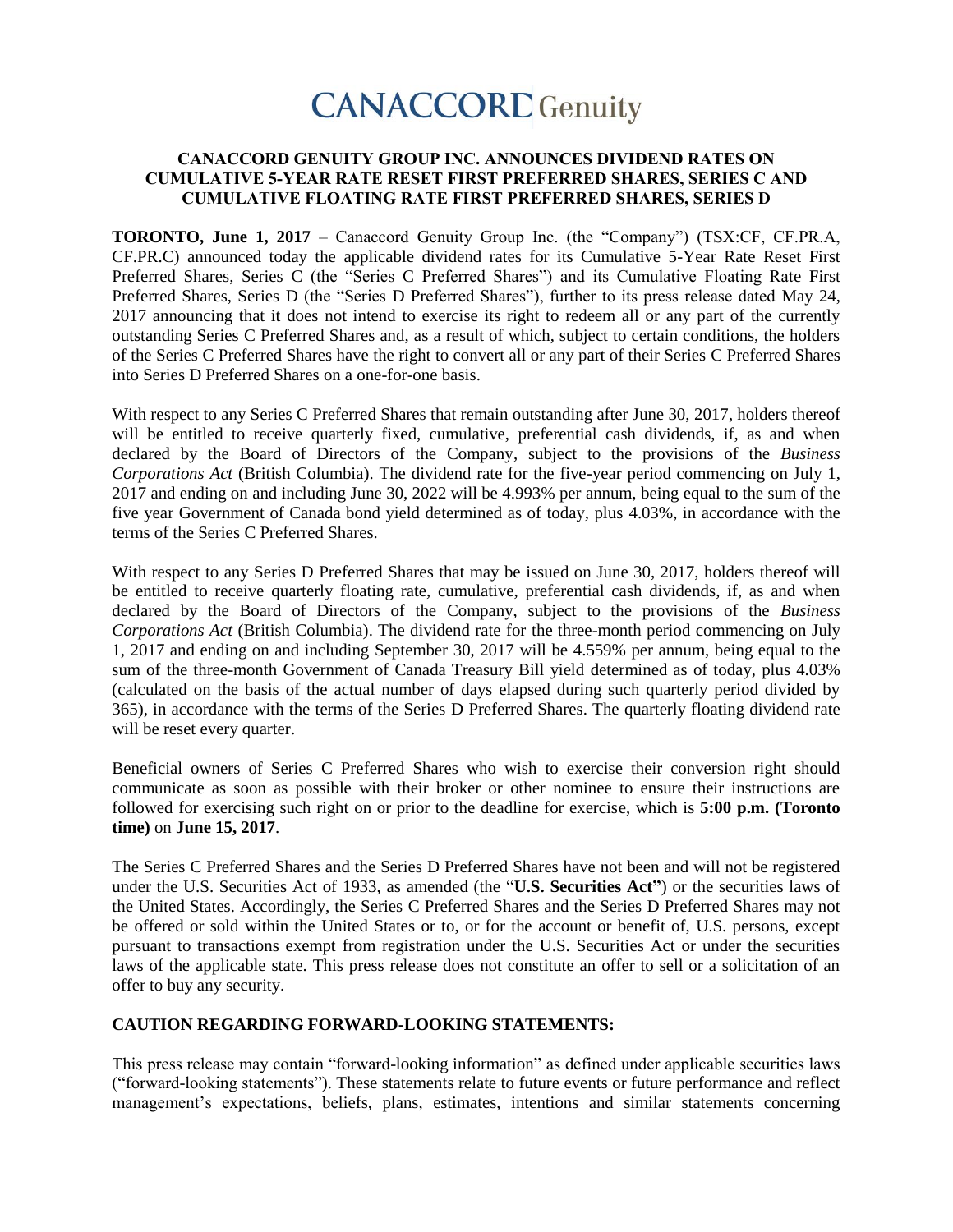# CANACCORD Genuity

## CANACCORD GENUITY GROUP INC. ANNOUNCES DIVIDEND RATES ON CUMULATIVE 5-YEAR RATE RESET FIRST PREFERRED SHARES, SERIES C AND CUMULATIVE FLOATING RATE FIRST PREFERRED SHARES, SERIES D

**TORONTO, June 1, 2017** – Canaccord Genuity Group Inc. (the "Company") (TSX:CF, CF.PR.A, CF.PR.C) announced today the applicable dividend rates for its Cumulative 5-Year Rate Reset First Preferred Shares, Series C (the "Series C Preferred Shares") and its Cumulative Floating Rate First Preferred Shares, Series D (the "Series D Preferred Shares"), further to its press release dated May 24, 2017 announcing that it does not intend to exercise its right to redeem all or any part of the currently outstanding Series C Preferred Shares and, as a result of which, subject to certain conditions, the holders of the Series C Preferred Shares have the right to convert all or any part of their Series C Preferred Shares into Series D Preferred Shares on a one-for-one basis.

With respect to any Series C Preferred Shares that remain outstanding after June 30, 2017, holders thereof will be entitled to receive quarterly fixed, cumulative, preferential cash dividends, if, as and when declared by the Board of Directors of the Company, subject to the provisions of the *Business Corporations Act* (British Columbia). The dividend rate for the five-year period commencing on July 1, 2017 and ending on and including June 30, 2022 will be 4.993% per annum, being equal to the sum of the five year Government of Canada bond yield determined as of today, plus 4.03%, in accordance with the terms of the Series C Preferred Shares.

With respect to any Series D Preferred Shares that may be issued on June 30, 2017, holders thereof will be entitled to receive quarterly floating rate, cumulative, preferential cash dividends, if, as and when declared by the Board of Directors of the Company, subject to the provisions of the *Business Corporations Act* (British Columbia). The dividend rate for the three-month period commencing on July 1, 2017 and ending on and including September 30, 2017 will be 4.559% per annum, being equal to the sum of the three-month Government of Canada Treasury Bill yield determined as of today, plus 4.03% (calculated on the basis of the actual number of days elapsed during such quarterly period divided by 365), in accordance with the terms of the Series D Preferred Shares. The quarterly floating dividend rate will be reset every quarter.

Beneficial owners of Series C Preferred Shares who wish to exercise their conversion right should communicate as soon as possible with their broker or other nominee to ensure their instructions are followed for exercising such right on or prior to the deadline for exercise, which is **5:00 p.m. (Toronto time)** on **June 15, 2017**.

The Series C Preferred Shares and the Series D Preferred Shares have not been and will not be registered under the U.S. Securities Act of 1933, as amended (the "**U.S. Securities Act"**) or the securities laws of the United States. Accordingly, the Series C Preferred Shares and the Series D Preferred Shares may not be offered or sold within the United States or to, or for the account or benefit of, U.S. persons, except pursuant to transactions exempt from registration under the U.S. Securities Act or under the securities laws of the applicable state. This press release does not constitute an offer to sell or a solicitation of an offer to buy any security.

### CAUTION REGARDING FORWARD-LOOKING STATEMENTS:

This press release may contain "forward-looking information" as defined under applicable securities laws ("forward-looking statements"). These statements relate to future events or future performance and reflect management's expectations, beliefs, plans, estimates, intentions and similar statements concerning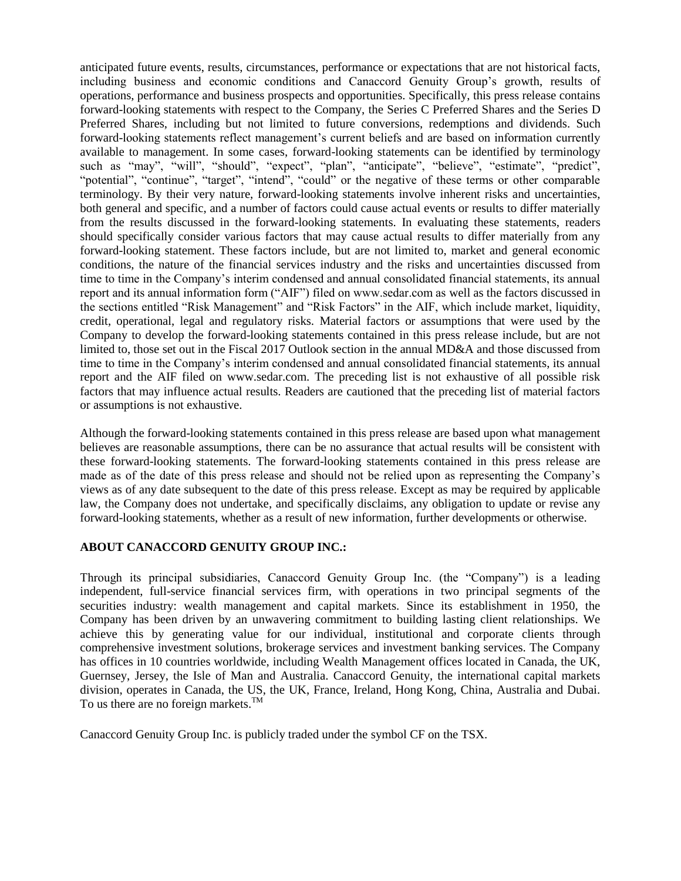anticipated future events, results, circumstances, performance or expectations that are not historical facts, including business and economic conditions and Canaccord Genuity Group's growth, results of operations, performance and business prospects and opportunities. Specifically, this press release contains forward-looking statements with respect to the Company, the Series C Preferred Shares and the Series D Preferred Shares, including but not limited to future conversions, redemptions and dividends. Such forward-looking statements reflect management's current beliefs and are based on information currently available to management. In some cases, forward-looking statements can be identified by terminology such as "may", "will", "should", "expect", "plan", "anticipate", "believe", "estimate", "predict", "potential", "continue", "target", "intend", "could" or the negative of these terms or other comparable terminology. By their very nature, forward-looking statements involve inherent risks and uncertainties, both general and specific, and a number of factors could cause actual events or results to differ materially from the results discussed in the forward-looking statements. In evaluating these statements, readers should specifically consider various factors that may cause actual results to differ materially from any forward-looking statement. These factors include, but are not limited to, market and general economic conditions, the nature of the financial services industry and the risks and uncertainties discussed from time to time in the Company's interim condensed and annual consolidated financial statements, its annual report and its annual information form ("AIF") filed on www.sedar.com as well as the factors discussed in the sections entitled "Risk Management" and "Risk Factors" in the AIF, which include market, liquidity, credit, operational, legal and regulatory risks. Material factors or assumptions that were used by the Company to develop the forward-looking statements contained in this press release include, but are not limited to, those set out in the Fiscal 2017 Outlook section in the annual MD&A and those discussed from time to time in the Company's interim condensed and annual consolidated financial statements, its annual report and the AIF filed on www.sedar.com. The preceding list is not exhaustive of all possible risk factors that may influence actual results. Readers are cautioned that the preceding list of material factors or assumptions is not exhaustive.

Although the forward-looking statements contained in this press release are based upon what management believes are reasonable assumptions, there can be no assurance that actual results will be consistent with these forward-looking statements. The forward-looking statements contained in this press release are made as of the date of this press release and should not be relied upon as representing the Company's views as of any date subsequent to the date of this press release. Except as may be required by applicable law, the Company does not undertake, and specifically disclaims, any obligation to update or revise any forward-looking statements, whether as a result of new information, further developments or otherwise.

**ABOUT CANACCORD GENUITY GROUP INC.:**

Through its principal subsidiaries, Canaccord Genuity Group Inc. (the "Company") is a leading independent, full-service financial services firm, with operations in two principal segments of the securities industry: wealth management and capital markets. Since its establishment in 1950, the Company has been driven by an unwavering commitment to building lasting client relationships. We achieve this by generating value for our individual, institutional and corporate clients through comprehensive investment solutions, brokerage services and investment banking services. The Company has offices in 10 countries worldwide, including Wealth Management offices located in Canada, the UK, Guernsey, Jersey, the Isle of Man and Australia. Canaccord Genuity, the international capital markets division, operates in Canada, the US, the UK, France, Ireland, Hong Kong, China, Australia and Dubai. To us there are no foreign markets.™

Canaccord Genuity Group Inc. is publicly traded under the symbol CF on the TSX.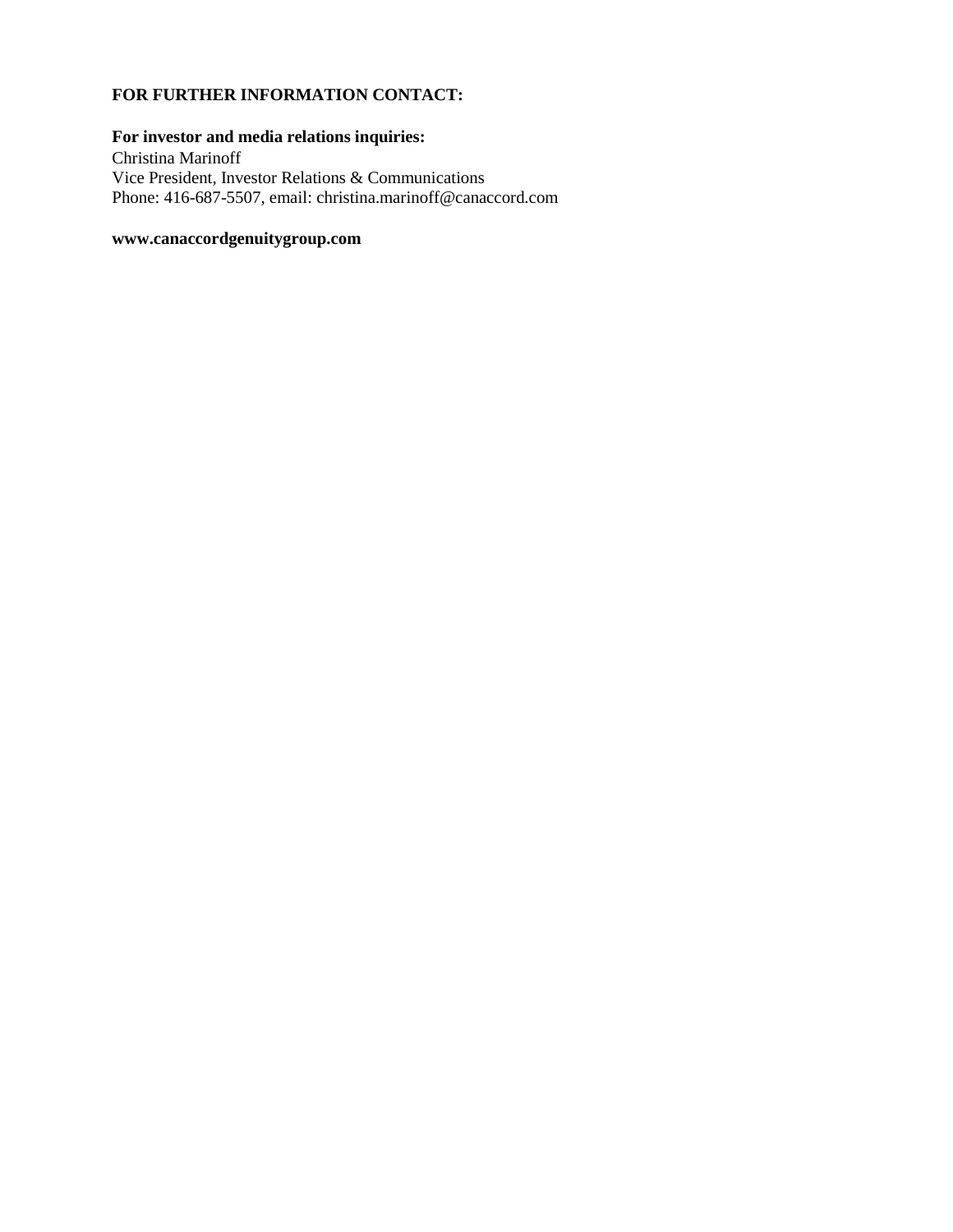**FOR FURTHER INFORMATION CONTACT:**

**For investor and media relations inquiries:**
Christina Marinoff
Vice President, Investor Relations & Communications
Phone: 416-687-5507, email: christina.marinoff@canaccord.com

**www.canaccordgenuitygroup.com**